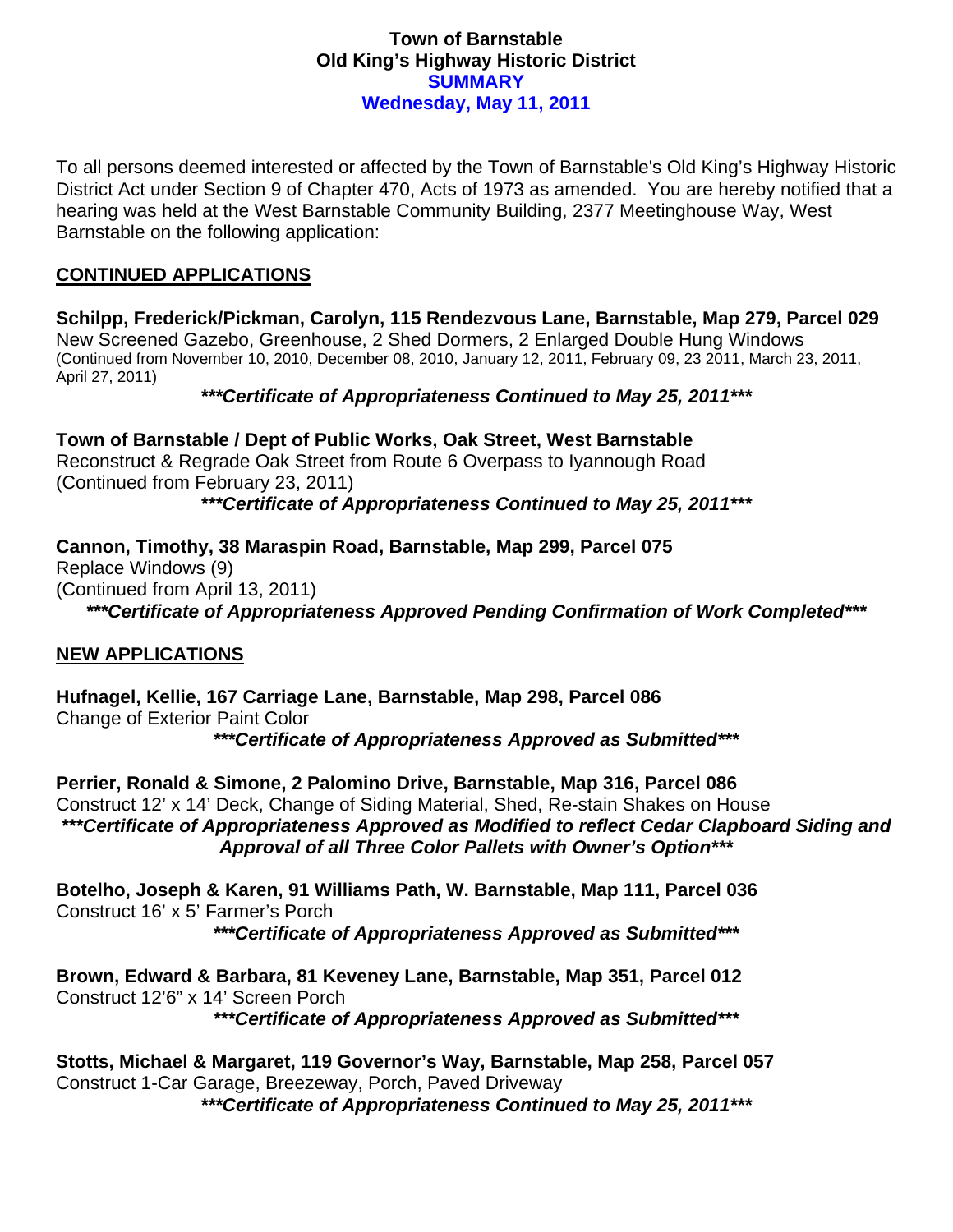# Town of Barnstable
# Old King's Highway Historic District
## SUMMARY
## Wednesday, May 11, 2011

To all persons deemed interested or affected by the Town of Barnstable's Old King's Highway Historic District Act under Section 9 of Chapter 470, Acts of 1973 as amended. You are hereby notified that a hearing was held at the West Barnstable Community Building, 2377 Meetinghouse Way, West Barnstable on the following application:

**CONTINUED APPLICATIONS**

**Schilpp, Frederick/Pickman, Carolyn, 115 Rendezvous Lane, Barnstable, Map 279, Parcel 029**
New Screened Gazebo, Greenhouse, 2 Shed Dormers, 2 Enlarged Double Hung Windows
(Continued from November 10, 2010, December 08, 2010, January 12, 2011, February 09, 23 2011, March 23, 2011, April 27, 2011)

***\*\*\*Certificate of Appropriateness Continued to May 25, 2011\*\*\****

**Town of Barnstable / Dept of Public Works, Oak Street, West Barnstable**
Reconstruct & Regrade Oak Street from Route 6 Overpass to Iyannough Road
(Continued from February 23, 2011)

***\*\*\*Certificate of Appropriateness Continued to May 25, 2011\*\*\****

**Cannon, Timothy, 38 Maraspin Road, Barnstable, Map 299, Parcel 075**
Replace Windows (9)
(Continued from April 13, 2011)

***\*\*\*Certificate of Appropriateness Approved Pending Confirmation of Work Completed\*\*\****

**NEW APPLICATIONS**

**Hufnagel, Kellie, 167 Carriage Lane, Barnstable, Map 298, Parcel 086**
Change of Exterior Paint Color

***\*\*\*Certificate of Appropriateness Approved as Submitted\*\*\****

**Perrier, Ronald & Simone, 2 Palomino Drive, Barnstable, Map 316, Parcel 086**
Construct 12' x 14' Deck, Change of Siding Material, Shed, Re-stain Shakes on House

***\*\*\*Certificate of Appropriateness Approved as Modified to reflect Cedar Clapboard Siding and Approval of all Three Color Pallets with Owner's Option\*\*\****

**Botelho, Joseph & Karen, 91 Williams Path, W. Barnstable, Map 111, Parcel 036**
Construct 16' x 5' Farmer's Porch

***\*\*\*Certificate of Appropriateness Approved as Submitted\*\*\****

**Brown, Edward & Barbara, 81 Keveney Lane, Barnstable, Map 351, Parcel 012**
Construct 12'6" x 14' Screen Porch

***\*\*\*Certificate of Appropriateness Approved as Submitted\*\*\****

**Stotts, Michael & Margaret, 119 Governor's Way, Barnstable, Map 258, Parcel 057**
Construct 1-Car Garage, Breezeway, Porch, Paved Driveway

***\*\*\*Certificate of Appropriateness Continued to May 25, 2011\*\*\****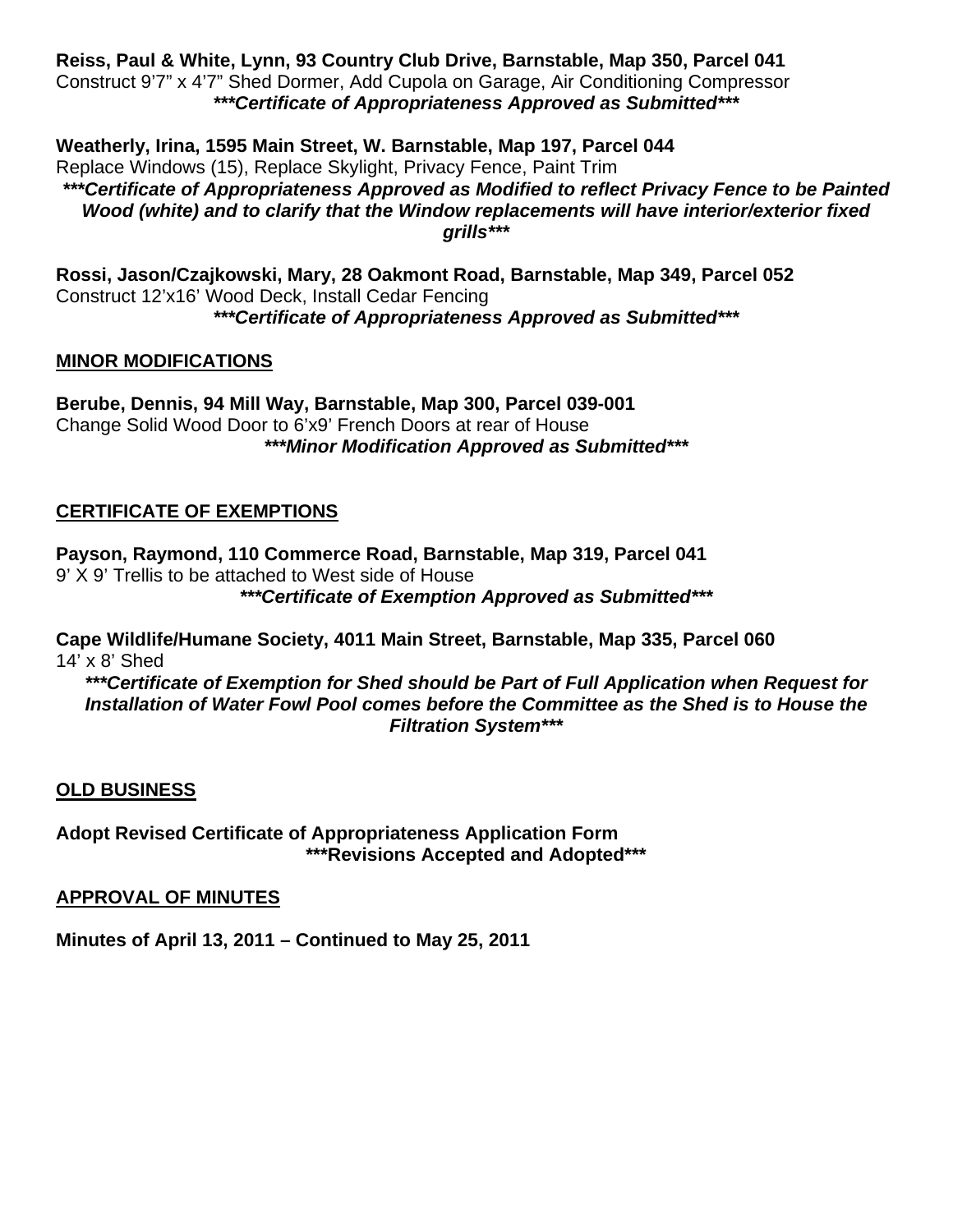**Reiss, Paul & White, Lynn, 93 Country Club Drive, Barnstable, Map 350, Parcel 041**
Construct 9'7" x 4'7" Shed Dormer, Add Cupola on Garage, Air Conditioning Compressor
***\*\*\*Certificate of Appropriateness Approved as Submitted\*\*\****

**Weatherly, Irina, 1595 Main Street, W. Barnstable, Map 197, Parcel 044**
Replace Windows (15), Replace Skylight, Privacy Fence, Paint Trim
***\*\*\*Certificate of Appropriateness Approved as Modified to reflect Privacy Fence to be Painted Wood (white) and to clarify that the Window replacements will have interior/exterior fixed grills\*\*\****

**Rossi, Jason/Czajkowski, Mary, 28 Oakmont Road, Barnstable, Map 349, Parcel 052**
Construct 12'x16' Wood Deck, Install Cedar Fencing
***\*\*\*Certificate of Appropriateness Approved as Submitted\*\*\****

**MINOR MODIFICATIONS**

**Berube, Dennis, 94 Mill Way, Barnstable, Map 300, Parcel 039-001**
Change Solid Wood Door to 6'x9' French Doors at rear of House
***\*\*\*Minor Modification Approved as Submitted\*\*\****

**CERTIFICATE OF EXEMPTIONS**

**Payson, Raymond, 110 Commerce Road, Barnstable, Map 319, Parcel 041**
9' X 9' Trellis to be attached to West side of House
***\*\*\*Certificate of Exemption Approved as Submitted\*\*\****

**Cape Wildlife/Humane Society, 4011 Main Street, Barnstable, Map 335, Parcel 060**
14' x 8' Shed
***\*\*\*Certificate of Exemption for Shed should be Part of Full Application when Request for Installation of Water Fowl Pool comes before the Committee as the Shed is to House the Filtration System\*\*\****

**OLD BUSINESS**

**Adopt Revised Certificate of Appropriateness Application Form**
**\*\*\*Revisions Accepted and Adopted\*\*\***

**APPROVAL OF MINUTES**

**Minutes of April 13, 2011 – Continued to May 25, 2011**